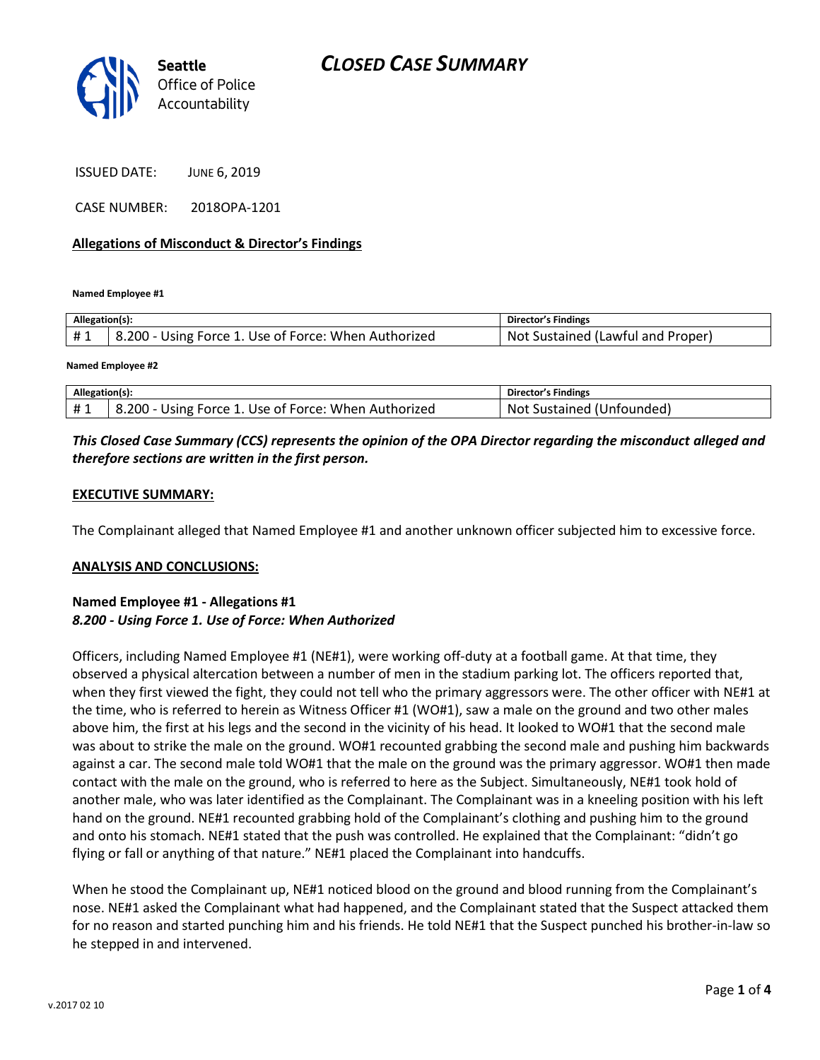# CLOSED CASE SUMMARY

Seattle Office of Police Accountability

ISSUED DATE: JUNE 6, 2019

CASE NUMBER: 2018OPA-1201

**Allegations of Misconduct & Director's Findings**

**Named Employee #1**

| Allegation(s): | | Director's Findings |
|---|---|---|
| # 1 | 8.200 - Using Force 1. Use of Force: When Authorized | Not Sustained (Lawful and Proper) |

**Named Employee #2**

| Allegation(s): | | Director's Findings |
|---|---|---|
| # 1 | 8.200 - Using Force 1. Use of Force: When Authorized | Not Sustained (Unfounded) |

***This Closed Case Summary (CCS) represents the opinion of the OPA Director regarding the misconduct alleged and therefore sections are written in the first person.***

**EXECUTIVE SUMMARY:**

The Complainant alleged that Named Employee #1 and another unknown officer subjected him to excessive force.

**ANALYSIS AND CONCLUSIONS:**

**Named Employee #1 - Allegations #1**
***8.200 - Using Force 1. Use of Force: When Authorized***

Officers, including Named Employee #1 (NE#1), were working off-duty at a football game. At that time, they observed a physical altercation between a number of men in the stadium parking lot. The officers reported that, when they first viewed the fight, they could not tell who the primary aggressors were. The other officer with NE#1 at the time, who is referred to herein as Witness Officer #1 (WO#1), saw a male on the ground and two other males above him, the first at his legs and the second in the vicinity of his head. It looked to WO#1 that the second male was about to strike the male on the ground. WO#1 recounted grabbing the second male and pushing him backwards against a car. The second male told WO#1 that the male on the ground was the primary aggressor. WO#1 then made contact with the male on the ground, who is referred to here as the Subject. Simultaneously, NE#1 took hold of another male, who was later identified as the Complainant. The Complainant was in a kneeling position with his left hand on the ground. NE#1 recounted grabbing hold of the Complainant's clothing and pushing him to the ground and onto his stomach. NE#1 stated that the push was controlled. He explained that the Complainant: "didn't go flying or fall or anything of that nature." NE#1 placed the Complainant into handcuffs.

When he stood the Complainant up, NE#1 noticed blood on the ground and blood running from the Complainant's nose. NE#1 asked the Complainant what had happened, and the Complainant stated that the Suspect attacked them for no reason and started punching him and his friends. He told NE#1 that the Suspect punched his brother-in-law so he stepped in and intervened.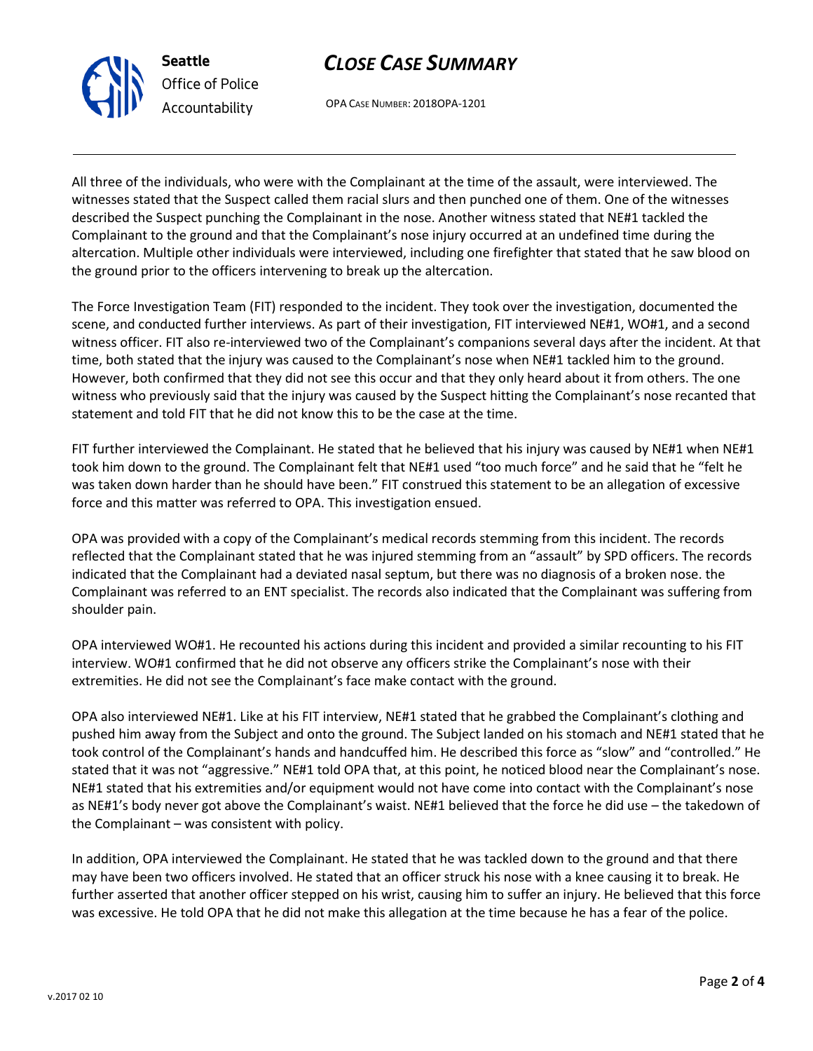All three of the individuals, who were with the Complainant at the time of the assault, were interviewed. The witnesses stated that the Suspect called them racial slurs and then punched one of them. One of the witnesses described the Suspect punching the Complainant in the nose. Another witness stated that NE#1 tackled the Complainant to the ground and that the Complainant's nose injury occurred at an undefined time during the altercation. Multiple other individuals were interviewed, including one firefighter that stated that he saw blood on the ground prior to the officers intervening to break up the altercation.

The Force Investigation Team (FIT) responded to the incident. They took over the investigation, documented the scene, and conducted further interviews. As part of their investigation, FIT interviewed NE#1, WO#1, and a second witness officer. FIT also re-interviewed two of the Complainant's companions several days after the incident. At that time, both stated that the injury was caused to the Complainant's nose when NE#1 tackled him to the ground. However, both confirmed that they did not see this occur and that they only heard about it from others. The one witness who previously said that the injury was caused by the Suspect hitting the Complainant's nose recanted that statement and told FIT that he did not know this to be the case at the time.

FIT further interviewed the Complainant. He stated that he believed that his injury was caused by NE#1 when NE#1 took him down to the ground. The Complainant felt that NE#1 used "too much force" and he said that he "felt he was taken down harder than he should have been." FIT construed this statement to be an allegation of excessive force and this matter was referred to OPA. This investigation ensued.

OPA was provided with a copy of the Complainant's medical records stemming from this incident. The records reflected that the Complainant stated that he was injured stemming from an "assault" by SPD officers. The records indicated that the Complainant had a deviated nasal septum, but there was no diagnosis of a broken nose. the Complainant was referred to an ENT specialist. The records also indicated that the Complainant was suffering from shoulder pain.

OPA interviewed WO#1. He recounted his actions during this incident and provided a similar recounting to his FIT interview. WO#1 confirmed that he did not observe any officers strike the Complainant's nose with their extremities. He did not see the Complainant's face make contact with the ground.

OPA also interviewed NE#1. Like at his FIT interview, NE#1 stated that he grabbed the Complainant's clothing and pushed him away from the Subject and onto the ground. The Subject landed on his stomach and NE#1 stated that he took control of the Complainant's hands and handcuffed him. He described this force as "slow" and "controlled." He stated that it was not "aggressive." NE#1 told OPA that, at this point, he noticed blood near the Complainant's nose. NE#1 stated that his extremities and/or equipment would not have come into contact with the Complainant's nose as NE#1's body never got above the Complainant's waist. NE#1 believed that the force he did use – the takedown of the Complainant – was consistent with policy.

In addition, OPA interviewed the Complainant. He stated that he was tackled down to the ground and that there may have been two officers involved. He stated that an officer struck his nose with a knee causing it to break. He further asserted that another officer stepped on his wrist, causing him to suffer an injury. He believed that this force was excessive. He told OPA that he did not make this allegation at the time because he has a fear of the police.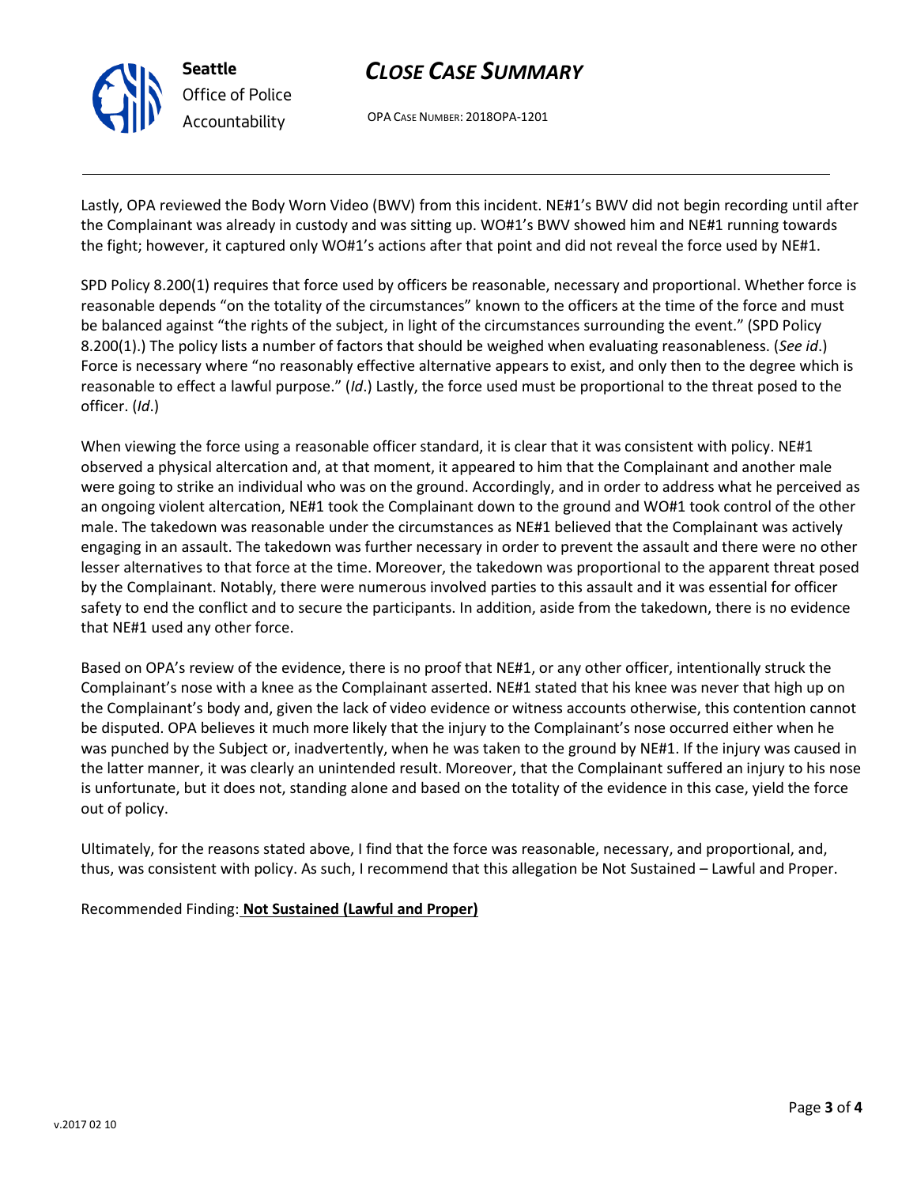Lastly, OPA reviewed the Body Worn Video (BWV) from this incident. NE#1's BWV did not begin recording until after the Complainant was already in custody and was sitting up. WO#1's BWV showed him and NE#1 running towards the fight; however, it captured only WO#1's actions after that point and did not reveal the force used by NE#1.

SPD Policy 8.200(1) requires that force used by officers be reasonable, necessary and proportional. Whether force is reasonable depends "on the totality of the circumstances" known to the officers at the time of the force and must be balanced against "the rights of the subject, in light of the circumstances surrounding the event." (SPD Policy 8.200(1).) The policy lists a number of factors that should be weighed when evaluating reasonableness. (*See id*.) Force is necessary where "no reasonably effective alternative appears to exist, and only then to the degree which is reasonable to effect a lawful purpose." (*Id*.) Lastly, the force used must be proportional to the threat posed to the officer. (*Id*.)

When viewing the force using a reasonable officer standard, it is clear that it was consistent with policy. NE#1 observed a physical altercation and, at that moment, it appeared to him that the Complainant and another male were going to strike an individual who was on the ground. Accordingly, and in order to address what he perceived as an ongoing violent altercation, NE#1 took the Complainant down to the ground and WO#1 took control of the other male. The takedown was reasonable under the circumstances as NE#1 believed that the Complainant was actively engaging in an assault. The takedown was further necessary in order to prevent the assault and there were no other lesser alternatives to that force at the time. Moreover, the takedown was proportional to the apparent threat posed by the Complainant. Notably, there were numerous involved parties to this assault and it was essential for officer safety to end the conflict and to secure the participants. In addition, aside from the takedown, there is no evidence that NE#1 used any other force.

Based on OPA's review of the evidence, there is no proof that NE#1, or any other officer, intentionally struck the Complainant's nose with a knee as the Complainant asserted. NE#1 stated that his knee was never that high up on the Complainant's body and, given the lack of video evidence or witness accounts otherwise, this contention cannot be disputed. OPA believes it much more likely that the injury to the Complainant's nose occurred either when he was punched by the Subject or, inadvertently, when he was taken to the ground by NE#1. If the injury was caused in the latter manner, it was clearly an unintended result. Moreover, that the Complainant suffered an injury to his nose is unfortunate, but it does not, standing alone and based on the totality of the evidence in this case, yield the force out of policy.

Ultimately, for the reasons stated above, I find that the force was reasonable, necessary, and proportional, and, thus, was consistent with policy. As such, I recommend that this allegation be Not Sustained – Lawful and Proper.

Recommended Finding: **Not Sustained (Lawful and Proper)**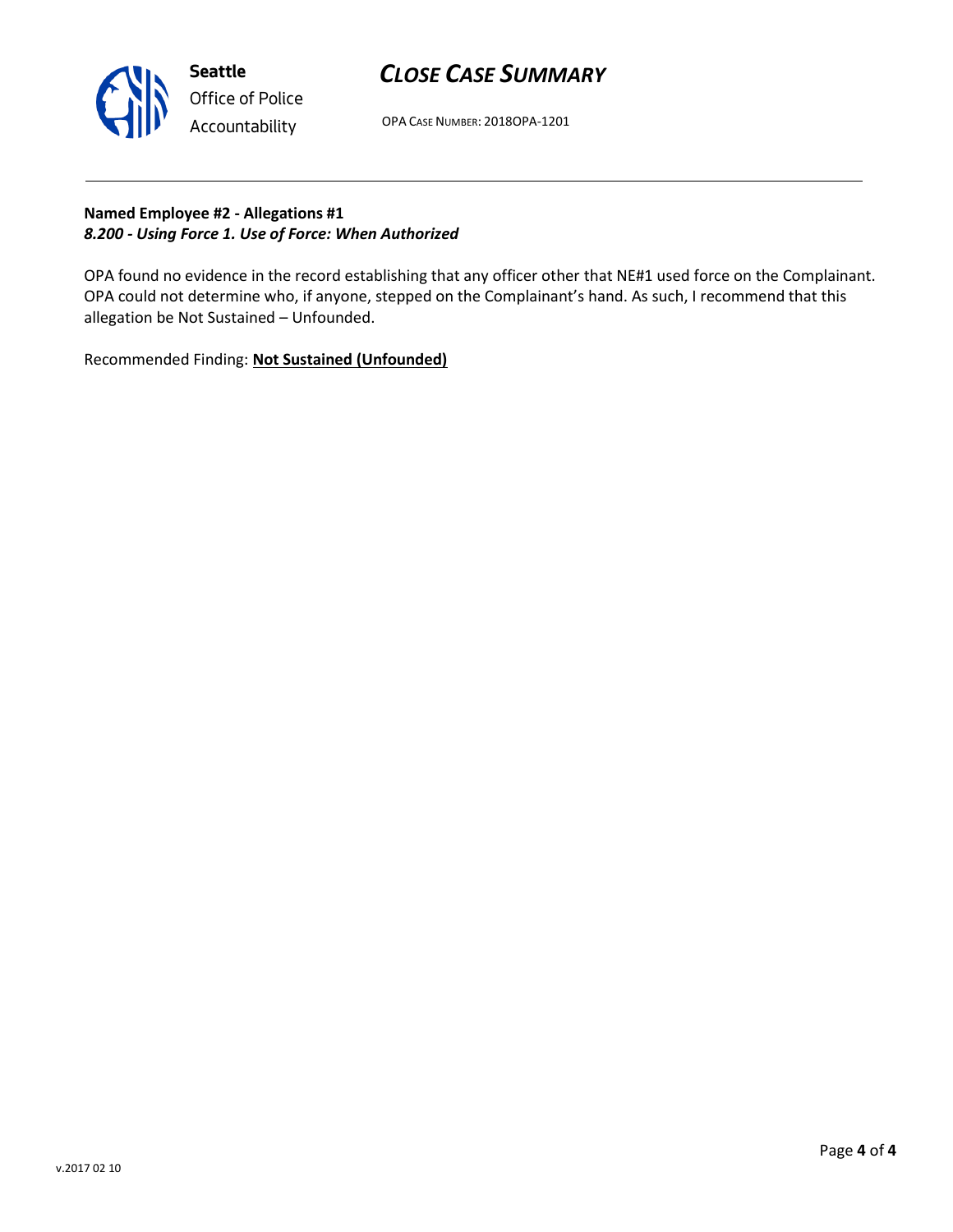**Named Employee #2 - Allegations #1**
***8.200 - Using Force 1. Use of Force: When Authorized***

OPA found no evidence in the record establishing that any officer other that NE#1 used force on the Complainant. OPA could not determine who, if anyone, stepped on the Complainant's hand. As such, I recommend that this allegation be Not Sustained – Unfounded.

Recommended Finding: **Not Sustained (Unfounded)**